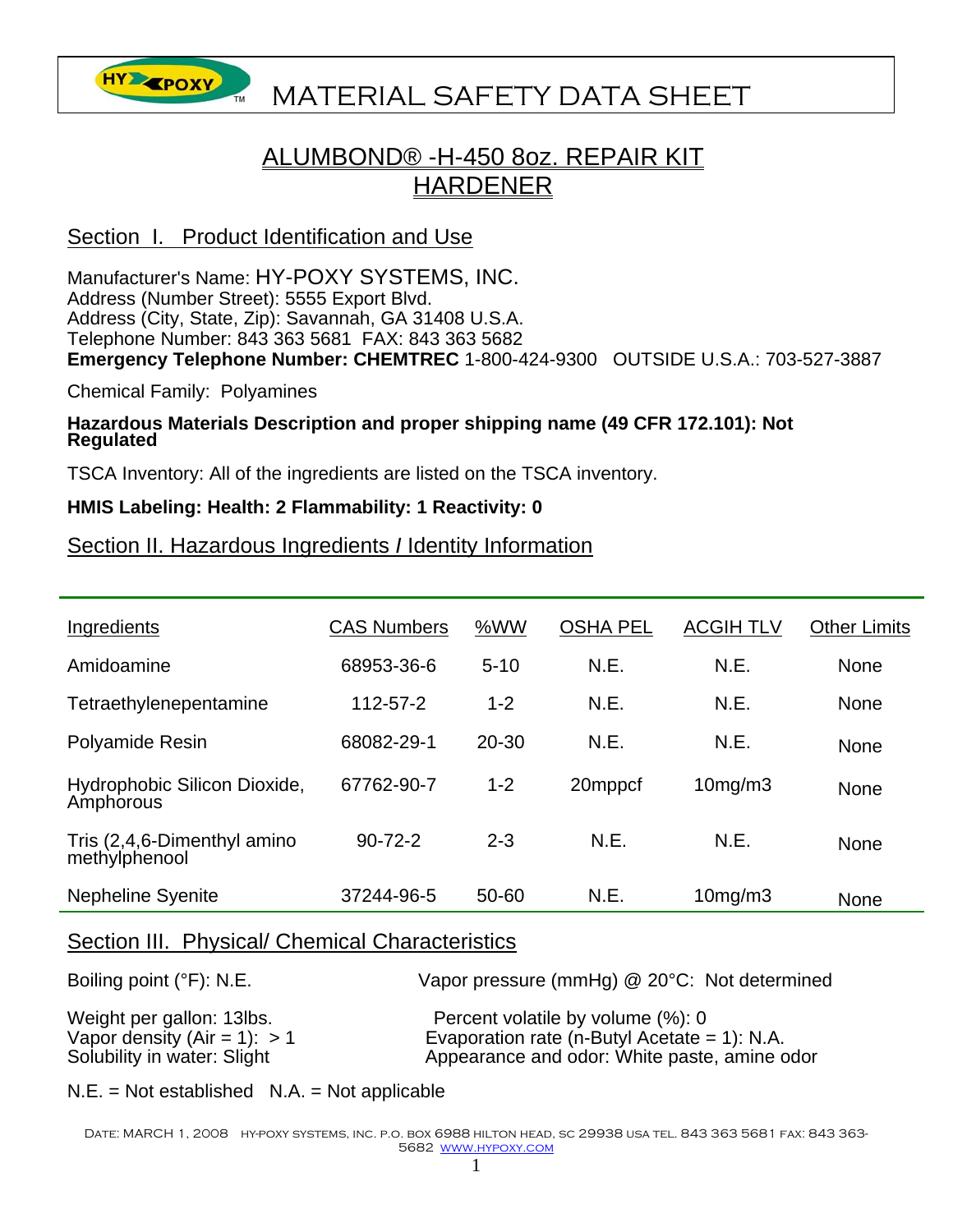# MATERIAL SAFETY DATA SHEET

## ALUMBOND® -H-450 8oz. REPAIR KIT HARDENER

## Section I. Product Identification and Use

Manufacturer's Name: HY-POXY SYSTEMS, INC.
Address (Number Street): 5555 Export Blvd.
Address (City, State, Zip): Savannah, GA 31408 U.S.A.
Telephone Number: 843 363 5681 FAX: 843 363 5682
**Emergency Telephone Number: CHEMTREC** 1-800-424-9300 OUTSIDE U.S.A.: 703-527-3887

Chemical Family: Polyamines

**Hazardous Materials Description and proper shipping name (49 CFR 172.101): Not Regulated**

TSCA Inventory: All of the ingredients are listed on the TSCA inventory.

**HMIS Labeling: Health: 2 Flammability: 1 Reactivity: 0**

## Section II. Hazardous Ingredients / Identity Information

| Ingredients | CAS Numbers | %WW | OSHA PEL | ACGIH TLV | Other Limits |
|---|---|---|---|---|---|
| Amidoamine | 68953-36-6 | 5-10 | N.E. | N.E. | None |
| Tetraethylenepentamine | 112-57-2 | 1-2 | N.E. | N.E. | None |
| Polyamide Resin | 68082-29-1 | 20-30 | N.E. | N.E. | None |
| Hydrophobic Silicon Dioxide, Amphorous | 67762-90-7 | 1-2 | 20mppcf | 10mg/m3 | None |
| Tris (2,4,6-Dimenthyl amino methylphenool | 90-72-2 | 2-3 | N.E. | N.E. | None |
| Nepheline Syenite | 37244-96-5 | 50-60 | N.E. | 10mg/m3 | None |

## Section III. Physical/ Chemical Characteristics

Boiling point (°F): N.E.

Vapor pressure (mmHg) @ 20°C: Not determined

Weight per gallon: 13lbs.
Vapor density (Air = 1): > 1
Solubility in water: Slight

Percent volatile by volume (%): 0
Evaporation rate (n-Butyl Acetate = 1): N.A.
Appearance and odor: White paste, amine odor

N.E. = Not established N.A. = Not applicable

Date: MARCH 1, 2008 HY-POXY SYSTEMS, INC. P.O. BOX 6988 HILTON HEAD, SC 29938 USA TEL. 843 363 5681 FAX: 843 363-5682 WWW.HYPOXY.COM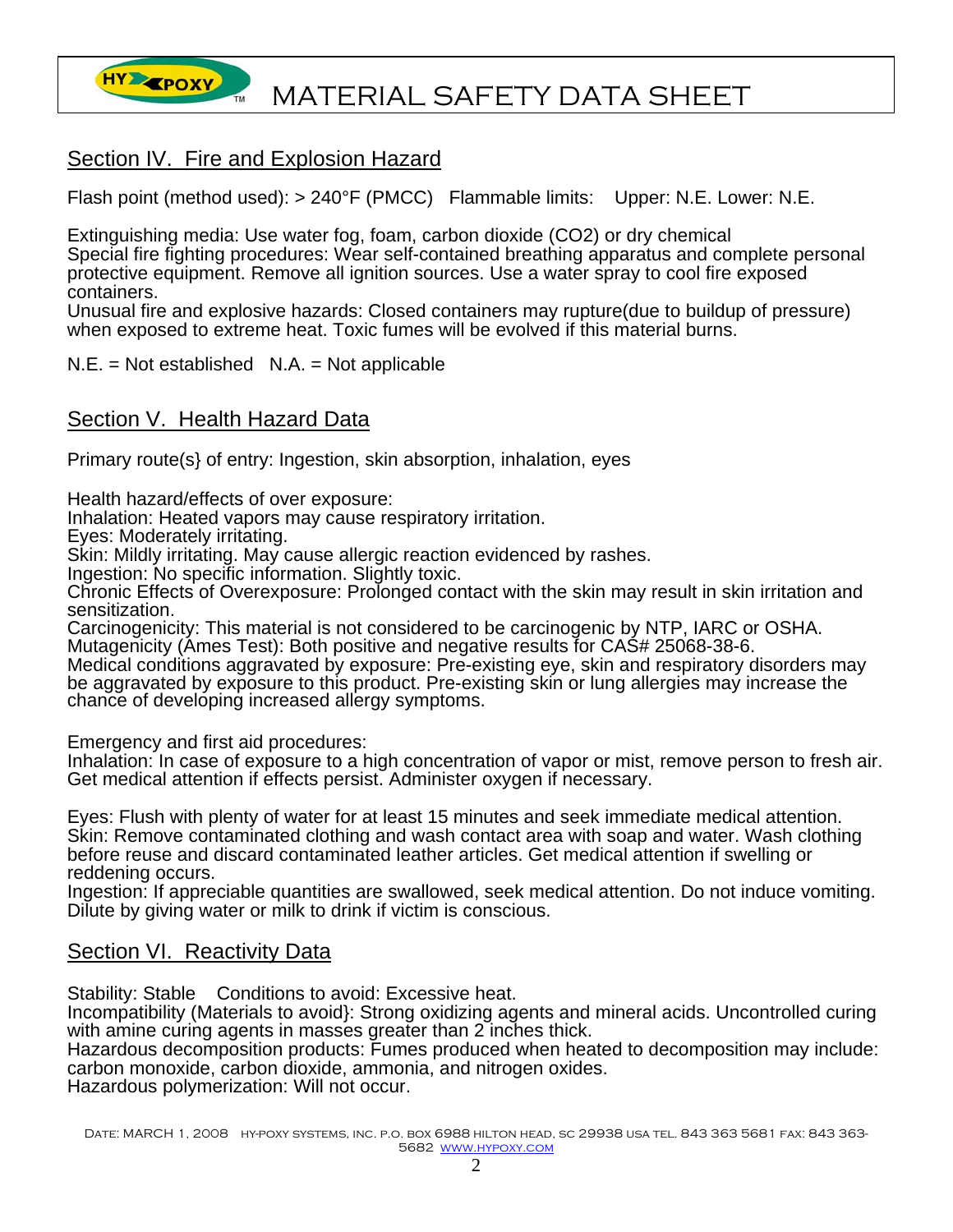## Section IV. Fire and Explosion Hazard

Flash point (method used): > 240°F (PMCC)   Flammable limits:   Upper: N.E. Lower: N.E.

Extinguishing media: Use water fog, foam, carbon dioxide ($CO_2$) or dry chemical
Special fire fighting procedures: Wear self-contained breathing apparatus and complete personal protective equipment. Remove all ignition sources. Use a water spray to cool fire exposed containers.
Unusual fire and explosive hazards: Closed containers may rupture(due to buildup of pressure) when exposed to extreme heat. Toxic fumes will be evolved if this material burns.

N.E. = Not established   N.A. = Not applicable

## Section V. Health Hazard Data

Primary route(s} of entry: Ingestion, skin absorption, inhalation, eyes

Health hazard/effects of over exposure:
Inhalation: Heated vapors may cause respiratory irritation.
Eyes: Moderately irritating.
Skin: Mildly irritating. May cause allergic reaction evidenced by rashes.
Ingestion: No specific information. Slightly toxic.
Chronic Effects of Overexposure: Prolonged contact with the skin may result in skin irritation and sensitization.
Carcinogenicity: This material is not considered to be carcinogenic by NTP, IARC or OSHA.
Mutagenicity (Ames Test): Both positive and negative results for CAS# 25068-38-6.
Medical conditions aggravated by exposure: Pre-existing eye, skin and respiratory disorders may be aggravated by exposure to this product. Pre-existing skin or lung allergies may increase the chance of developing increased allergy symptoms.

Emergency and first aid procedures:
Inhalation: In case of exposure to a high concentration of vapor or mist, remove person to fresh air. Get medical attention if effects persist. Administer oxygen if necessary.

Eyes: Flush with plenty of water for at least 15 minutes and seek immediate medical attention.
Skin: Remove contaminated clothing and wash contact area with soap and water. Wash clothing before reuse and discard contaminated leather articles. Get medical attention if swelling or reddening occurs.
Ingestion: If appreciable quantities are swallowed, seek medical attention. Do not induce vomiting. Dilute by giving water or milk to drink if victim is conscious.

## Section VI. Reactivity Data

Stability: Stable   Conditions to avoid: Excessive heat.
Incompatibility (Materials to avoid}: Strong oxidizing agents and mineral acids. Uncontrolled curing with amine curing agents in masses greater than 2 inches thick.
Hazardous decomposition products: Fumes produced when heated to decomposition may include: carbon monoxide, carbon dioxide, ammonia, and nitrogen oxides.
Hazardous polymerization: Will not occur.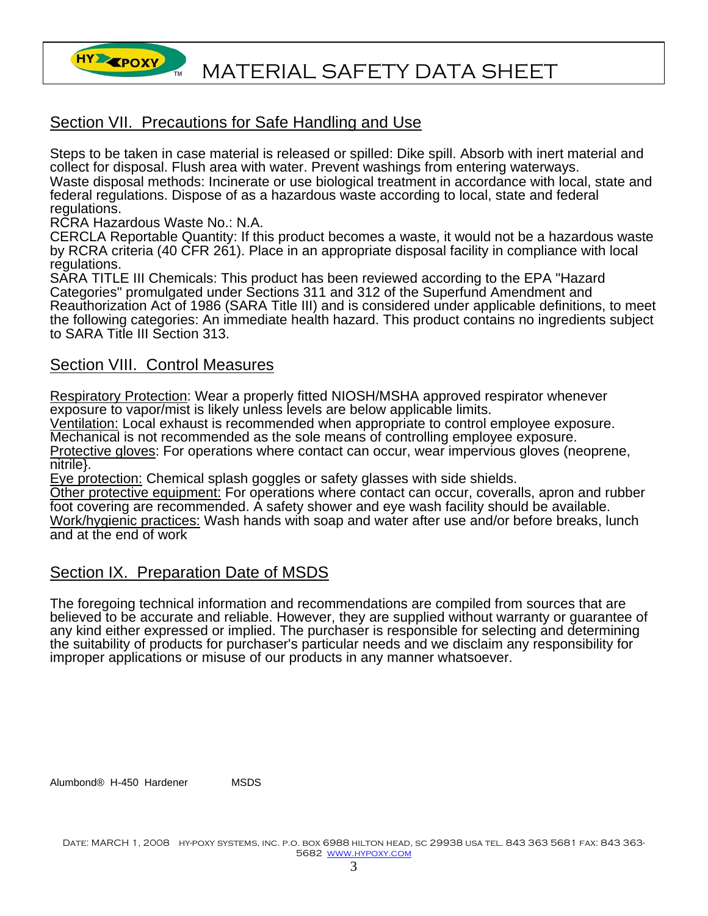## Section VII. Precautions for Safe Handling and Use

Steps to be taken in case material is released or spilled: Dike spill. Absorb with inert material and collect for disposal. Flush area with water. Prevent washings from entering waterways.
Waste disposal methods: Incinerate or use biological treatment in accordance with local, state and federal regulations. Dispose of as a hazardous waste according to local, state and federal regulations.
RCRA Hazardous Waste No.: N.A.
CERCLA Reportable Quantity: If this product becomes a waste, it would not be a hazardous waste by RCRA criteria (40 CFR 261). Place in an appropriate disposal facility in compliance with local regulations.
SARA TITLE III Chemicals: This product has been reviewed according to the EPA "Hazard Categories" promulgated under Sections 311 and 312 of the Superfund Amendment and Reauthorization Act of 1986 (SARA Title III) and is considered under applicable definitions, to meet the following categories: An immediate health hazard. This product contains no ingredients subject to SARA Title III Section 313.

## Section VIII. Control Measures

Respiratory Protection: Wear a properly fitted NIOSH/MSHA approved respirator whenever exposure to vapor/mist is likely unless levels are below applicable limits.
Ventilation: Local exhaust is recommended when appropriate to control employee exposure. Mechanical is not recommended as the sole means of controlling employee exposure.
Protective gloves: For operations where contact can occur, wear impervious gloves (neoprene, nitrile}.
Eye protection: Chemical splash goggles or safety glasses with side shields.
Other protective equipment: For operations where contact can occur, coveralls, apron and rubber foot covering are recommended. A safety shower and eye wash facility should be available.
Work/hygienic practices: Wash hands with soap and water after use and/or before breaks, lunch and at the end of work

## Section IX. Preparation Date of MSDS

The foregoing technical information and recommendations are compiled from sources that are believed to be accurate and reliable. However, they are supplied without warranty or guarantee of any kind either expressed or implied. The purchaser is responsible for selecting and determining the suitability of products for purchaser's particular needs and we disclaim any responsibility for improper applications or misuse of our products in any manner whatsoever.